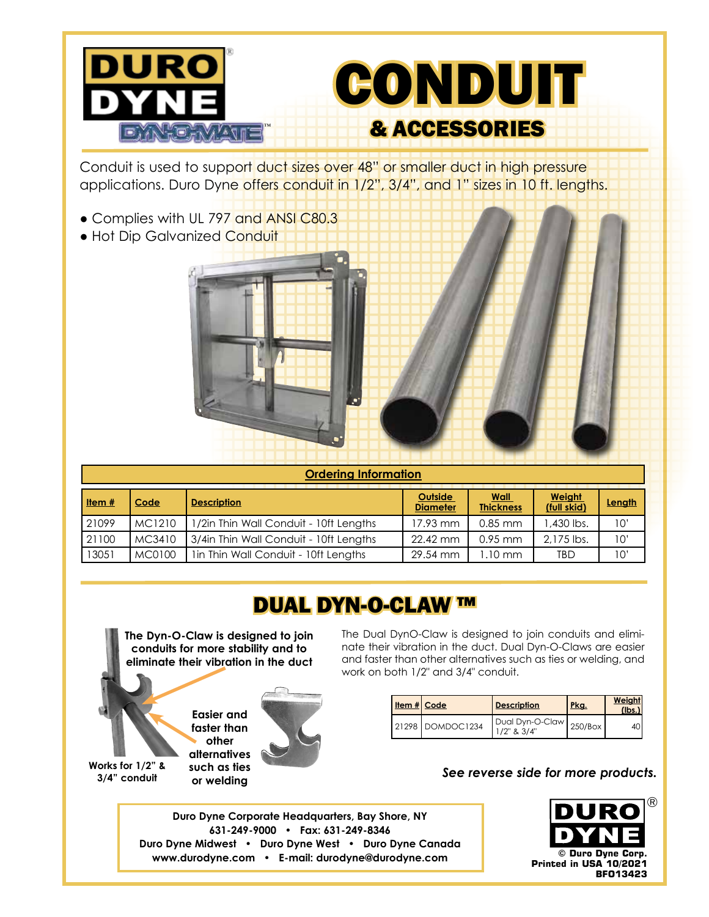# DURO DYNE

DYN-O-MATE™

# CONDUIT

## & ACCESSORIES

Conduit is used to support duct sizes over 48" or smaller duct in high pressure applications. Duro Dyne offers conduit in 1/2", 3/4", and 1" sizes in 10 ft. lengths.

- Complies with UL 797 and ANSI C80.3
- Hot Dip Galvanized Conduit

**Ordering Information**

| Item # | Code | Description | Outside Diameter | Wall Thickness | Weight (full skid) | Length |
|---|---|---|---|---|---|---|
| 21099 | MC1210 | 1/2in Thin Wall Conduit - 10ft Lengths | 17.93 mm | 0.85 mm | 1,430 lbs. | 10' |
| 21100 | MC3410 | 3/4in Thin Wall Conduit - 10ft Lengths | 22.42 mm | 0.95 mm | 2,175 lbs. | 10' |
| 13051 | MC0100 | 1in Thin Wall Conduit - 10ft Lengths | 29.54 mm | 1.10 mm | TBD | 10' |

## DUAL DYN-O-CLAW ™

**The Dyn-O-Claw is designed to join conduits for more stability and to eliminate their vibration in the duct**

**Easier and faster than other alternatives such as ties or welding**

**Works for 1/2" & 3/4" conduit**

The Dual DynO-Claw is designed to join conduits and eliminate their vibration in the duct. Dual Dyn-O-Claws are easier and faster than other alternatives such as ties or welding, and work on both 1/2" and 3/4" conduit.

| Item # | Code | Description | Pkg. | Weight (lbs.) |
|---|---|---|---|---|
| 21298 | DOMDOC1234 | Dual Dyn-O-Claw 1/2" & 3/4" | 250/Box | 40 |

*See reverse side for more products.*

**Duro Dyne Corporate Headquarters, Bay Shore, NY**
**631-249-9000 • Fax: 631-249-8346**
**Duro Dyne Midwest • Duro Dyne West • Duro Dyne Canada**
**www.durodyne.com • E-mail: durodyne@durodyne.com**

DURO DYNE®

© Duro Dyne Corp.
Printed in USA 10/2021
BF013423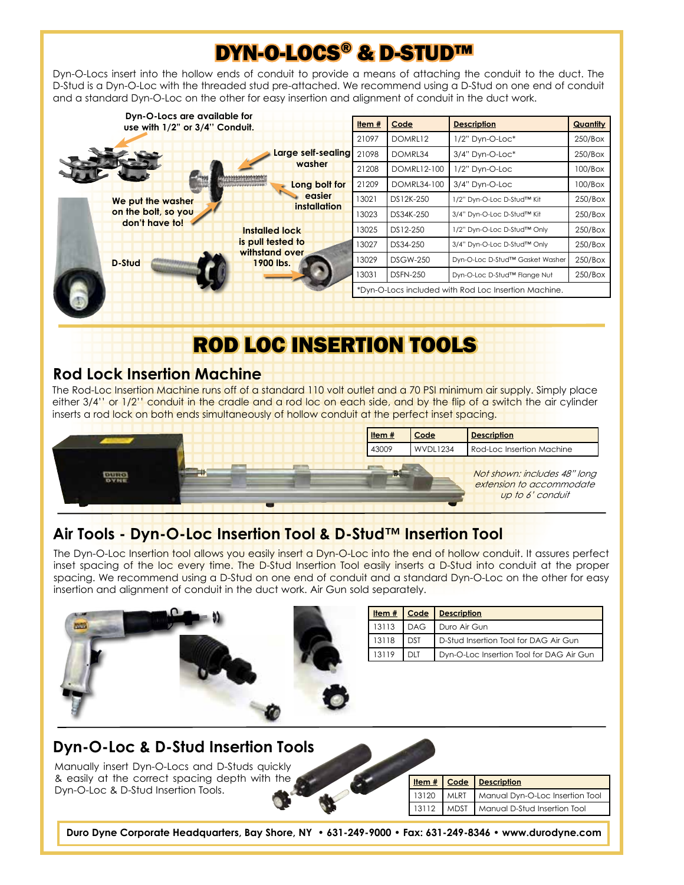# DYN-O-LOCS® & D-STUD™

Dyn-O-Locs insert into the hollow ends of conduit to provide a means of attaching the conduit to the duct. The D-Stud is a Dyn-O-Loc with the threaded stud pre-attached. We recommend using a D-Stud on one end of conduit and a standard Dyn-O-Loc on the other for easy insertion and alignment of conduit in the duct work.

Dyn-O-Locs are available for use with 1/2" or 3/4" Conduit.

Large self-sealing washer

Long bolt for easier installation

We put the washer on the bolt, so you don't have to!

Installed lock is pull tested to withstand over 1900 lbs.

D-Stud

| Item # | Code | Description | Quantity |
|---|---|---|---|
| 21097 | DOMRL12 | 1/2" Dyn-O-Loc* | 250/Box |
| 21098 | DOMRL34 | 3/4" Dyn-O-Loc* | 250/Box |
| 21208 | DOMRL12-100 | 1/2" Dyn-O-Loc | 100/Box |
| 21209 | DOMRL34-100 | 3/4" Dyn-O-Loc | 100/Box |
| 13021 | DS12K-250 | 1/2" Dyn-O-Loc D-Stud™ Kit | 250/Box |
| 13023 | DS34K-250 | 3/4" Dyn-O-Loc D-Stud™ Kit | 250/Box |
| 13025 | DS12-250 | 1/2" Dyn-O-Loc D-Stud™ Only | 250/Box |
| 13027 | DS34-250 | 3/4" Dyn-O-Loc D-Stud™ Only | 250/Box |
| 13029 | DSGW-250 | Dyn-O-Loc D-Stud™ Gasket Washer | 250/Box |
| 13031 | DSFN-250 | Dyn-O-Loc D-Stud™ Flange Nut | 250/Box |

*Dyn-O-Locs included with Rod Loc Insertion Machine.

# ROD LOC INSERTION TOOLS

## Rod Lock Insertion Machine

The Rod-Loc Insertion Machine runs off of a standard 110 volt outlet and a 70 PSI minimum air supply. Simply place either 3/4'' or 1/2'' conduit in the cradle and a rod loc on each side, and by the flip of a switch the air cylinder inserts a rod lock on both ends simultaneously of hollow conduit at the perfect inset spacing.

| Item # | Code | Description |
|---|---|---|
| 43009 | WVDL1234 | Rod-Loc Insertion Machine |

*Not shown: includes 48" long extension to accommodate up to 6' conduit*

## Air Tools - Dyn-O-Loc Insertion Tool & D-Stud™ Insertion Tool

The Dyn-O-Loc Insertion tool allows you easily insert a Dyn-O-Loc into the end of hollow conduit. It assures perfect inset spacing of the loc every time. The D-Stud Insertion Tool easily inserts a D-Stud into conduit at the proper spacing. We recommend using a D-Stud on one end of conduit and a standard Dyn-O-Loc on the other for easy insertion and alignment of conduit in the duct work. Air Gun sold separately.

| Item # | Code | Description |
|---|---|---|
| 13113 | DAG | Duro Air Gun |
| 13118 | DST | D-Stud Insertion Tool for DAG Air Gun |
| 13119 | DLT | Dyn-O-Loc Insertion Tool for DAG Air Gun |

## Dyn-O-Loc & D-Stud Insertion Tools

Manually insert Dyn-O-Locs and D-Studs quickly & easily at the correct spacing depth with the Dyn-O-Loc & D-Stud Insertion Tools.

| Item # | Code | Description |
|---|---|---|
| 13120 | MLRT | Manual Dyn-O-Loc Insertion Tool |
| 13112 | MDST | Manual D-Stud Insertion Tool |

**Duro Dyne Corporate Headquarters, Bay Shore, NY • 631-249-9000 • Fax: 631-249-8346 • www.durodyne.com**